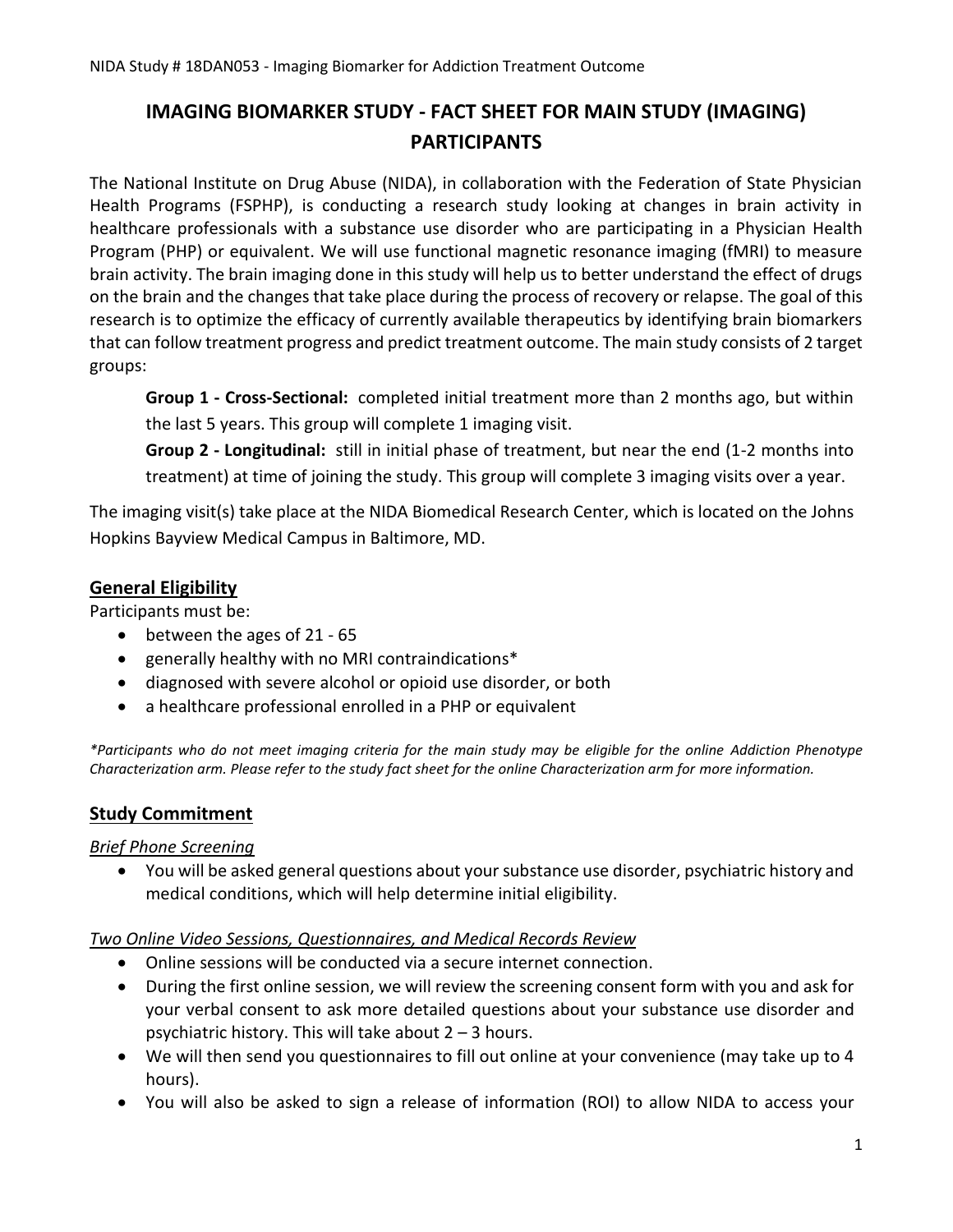# IMAGING BIOMARKER STUDY - FACT SHEET FOR MAIN STUDY (IMAGING) PARTICIPANTS

The National Institute on Drug Abuse (NIDA), in collaboration with the Federation of State Physician Health Programs (FSPHP), is conducting a research study looking at changes in brain activity in healthcare professionals with a substance use disorder who are participating in a Physician Health Program (PHP) or equivalent. We will use functional magnetic resonance imaging (fMRI) to measure brain activity. The brain imaging done in this study will help us to better understand the effect of drugs on the brain and the changes that take place during the process of recovery or relapse. The goal of this research is to optimize the efficacy of currently available therapeutics by identifying brain biomarkers that can follow treatment progress and predict treatment outcome. The main study consists of 2 target groups:

**Group 1 - Cross-Sectional:** completed initial treatment more than 2 months ago, but within the last 5 years. This group will complete 1 imaging visit.

**Group 2 - Longitudinal:** still in initial phase of treatment, but near the end (1-2 months into treatment) at time of joining the study. This group will complete 3 imaging visits over a year.

The imaging visit(s) take place at the NIDA Biomedical Research Center, which is located on the Johns Hopkins Bayview Medical Campus in Baltimore, MD.

## General Eligibility

Participants must be:

- between the ages of 21 - 65
- generally healthy with no MRI contraindications*
- diagnosed with severe alcohol or opioid use disorder, or both
- a healthcare professional enrolled in a PHP or equivalent

*\*Participants who do not meet imaging criteria for the main study may be eligible for the online Addiction Phenotype Characterization arm. Please refer to the study fact sheet for the online Characterization arm for more information.*

## Study Commitment

### *Brief Phone Screening*

- You will be asked general questions about your substance use disorder, psychiatric history and medical conditions, which will help determine initial eligibility.

### *Two Online Video Sessions, Questionnaires, and Medical Records Review*

- Online sessions will be conducted via a secure internet connection.
- During the first online session, we will review the screening consent form with you and ask for your verbal consent to ask more detailed questions about your substance use disorder and psychiatric history. This will take about 2 – 3 hours.
- We will then send you questionnaires to fill out online at your convenience (may take up to 4 hours).
- You will also be asked to sign a release of information (ROI) to allow NIDA to access your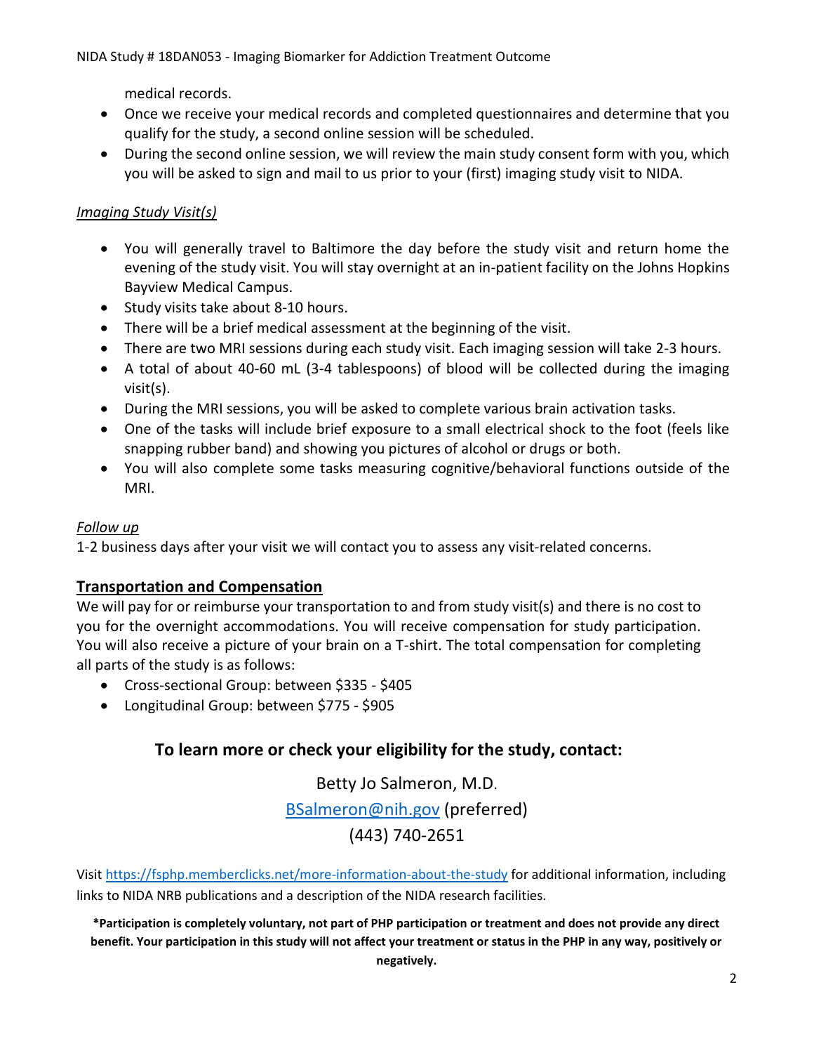medical records.

- Once we receive your medical records and completed questionnaires and determine that you qualify for the study, a second online session will be scheduled.
- During the second online session, we will review the main study consent form with you, which you will be asked to sign and mail to us prior to your (first) imaging study visit to NIDA.

*Imaging Study Visit(s)*

- You will generally travel to Baltimore the day before the study visit and return home the evening of the study visit. You will stay overnight at an in-patient facility on the Johns Hopkins Bayview Medical Campus.
- Study visits take about 8-10 hours.
- There will be a brief medical assessment at the beginning of the visit.
- There are two MRI sessions during each study visit. Each imaging session will take 2-3 hours.
- A total of about 40-60 mL (3-4 tablespoons) of blood will be collected during the imaging visit(s).
- During the MRI sessions, you will be asked to complete various brain activation tasks.
- One of the tasks will include brief exposure to a small electrical shock to the foot (feels like snapping rubber band) and showing you pictures of alcohol or drugs or both.
- You will also complete some tasks measuring cognitive/behavioral functions outside of the MRI.

*Follow up*

1-2 business days after your visit we will contact you to assess any visit-related concerns.

## Transportation and Compensation

We will pay for or reimburse your transportation to and from study visit(s) and there is no cost to you for the overnight accommodations. You will receive compensation for study participation. You will also receive a picture of your brain on a T-shirt. The total compensation for completing all parts of the study is as follows:

- Cross-sectional Group: between $335 - $405
- Longitudinal Group: between $775 - $905

### To learn more or check your eligibility for the study, contact:

Betty Jo Salmeron, M.D.

BSalmeron@nih.gov (preferred)

(443) 740-2651

Visit https://fsphp.memberclicks.net/more-information-about-the-study for additional information, including links to NIDA NRB publications and a description of the NIDA research facilities.

**\*Participation is completely voluntary, not part of PHP participation or treatment and does not provide any direct benefit. Your participation in this study will not affect your treatment or status in the PHP in any way, positively or negatively.**